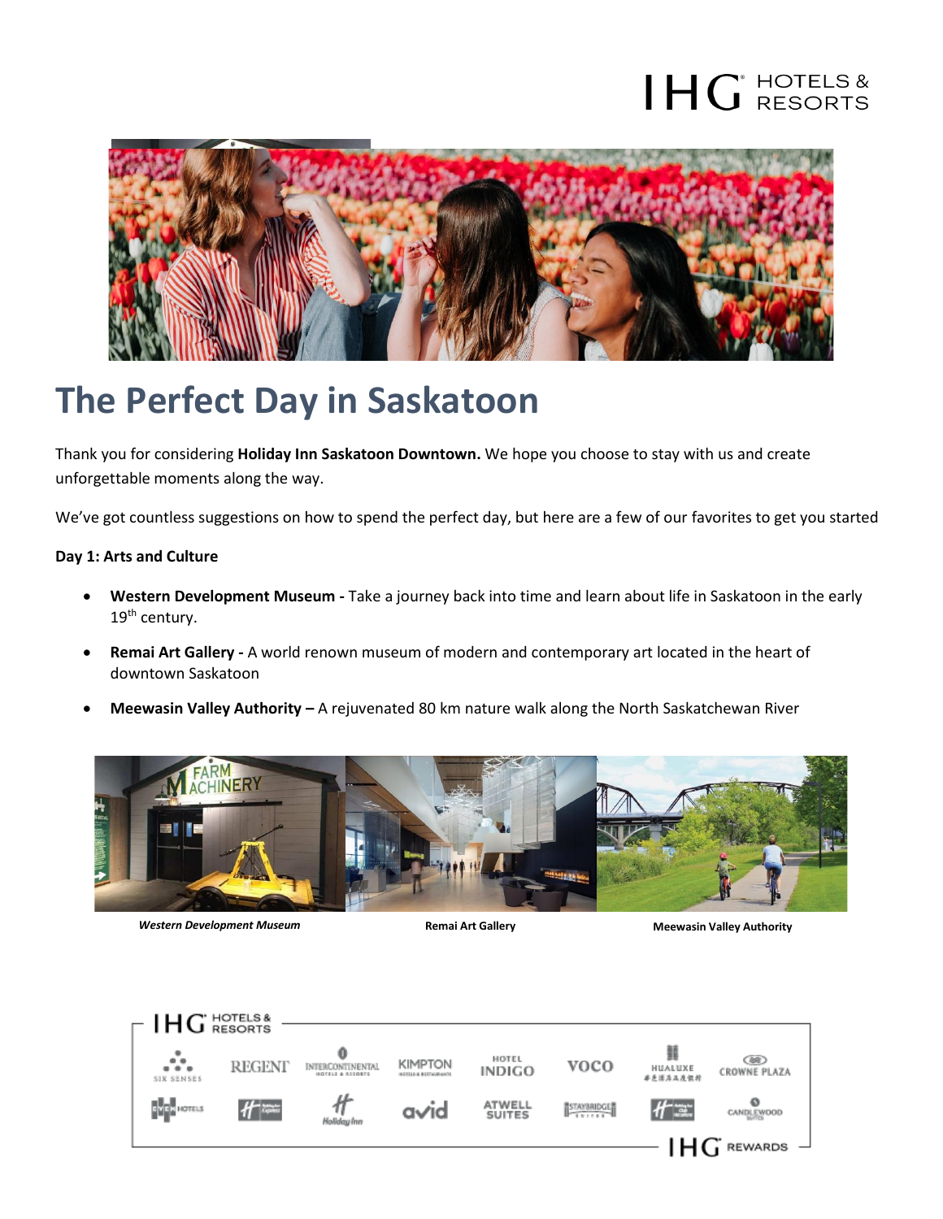# The Perfect Day in Saskatoon

Thank you for considering **Holiday Inn Saskatoon Downtown.** We hope you choose to stay with us and create unforgettable moments along the way.

We've got countless suggestions on how to spend the perfect day, but here are a few of our favorites to get you started

**Day 1: Arts and Culture**

- **Western Development Museum -** Take a journey back into time and learn about life in Saskatoon in the early 19th century.
- **Remai Art Gallery -** A world renown museum of modern and contemporary art located in the heart of downtown Saskatoon
- **Meewasin Valley Authority –** A rejuvenated 80 km nature walk along the North Saskatchewan River

***Western Development Museum***

**Remai Art Gallery**

**Meewasin Valley Authority**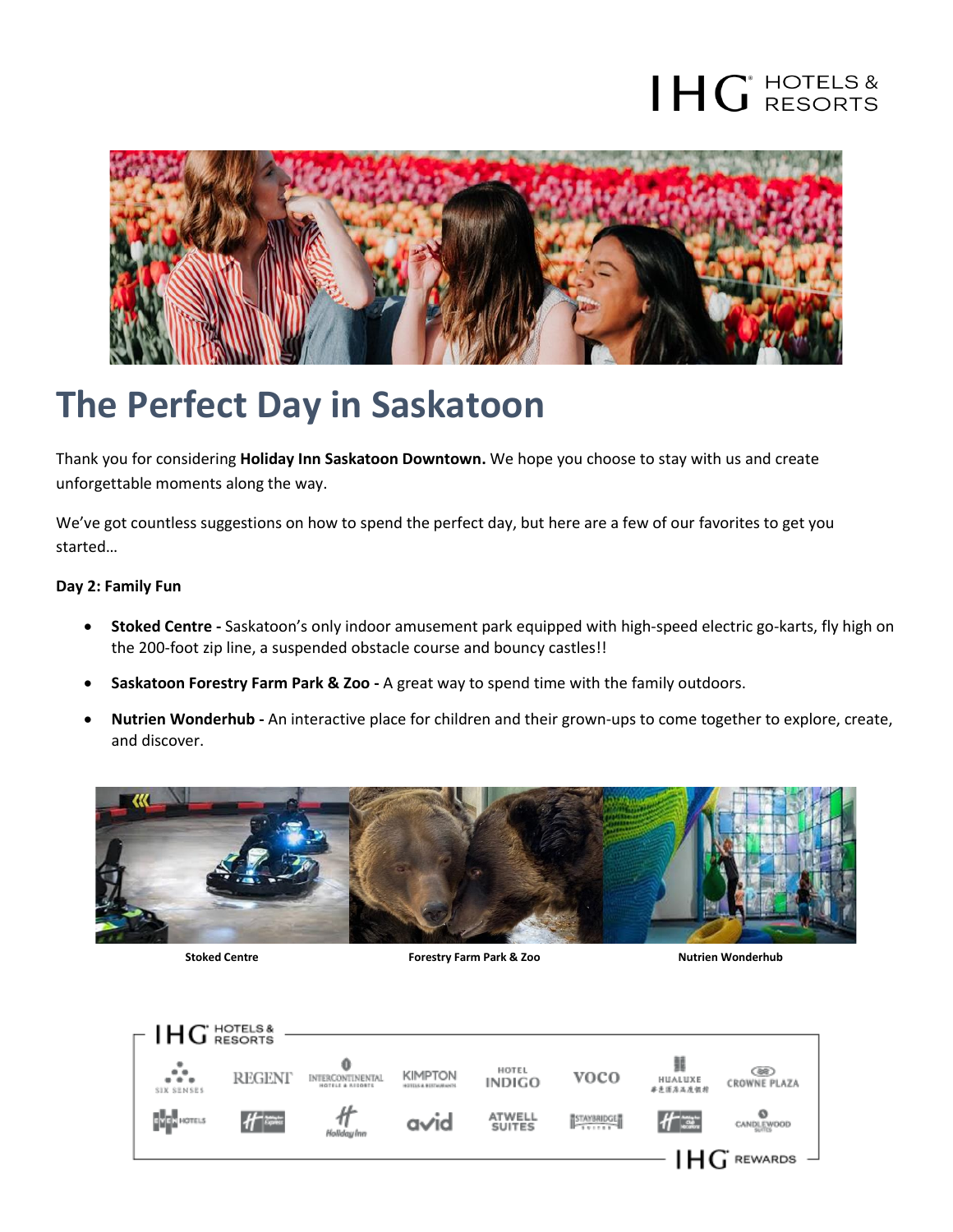# The Perfect Day in Saskatoon

Thank you for considering **Holiday Inn Saskatoon Downtown.** We hope you choose to stay with us and create unforgettable moments along the way.

We've got countless suggestions on how to spend the perfect day, but here are a few of our favorites to get you started…

**Day 2: Family Fun**

- **Stoked Centre -** Saskatoon's only indoor amusement park equipped with high-speed electric go-karts, fly high on the 200-foot zip line, a suspended obstacle course and bouncy castles!!
- **Saskatoon Forestry Farm Park & Zoo -** A great way to spend time with the family outdoors.
- **Nutrien Wonderhub -** An interactive place for children and their grown-ups to come together to explore, create, and discover.

**Stoked Centre** **Forestry Farm Park & Zoo** **Nutrien Wonderhub**